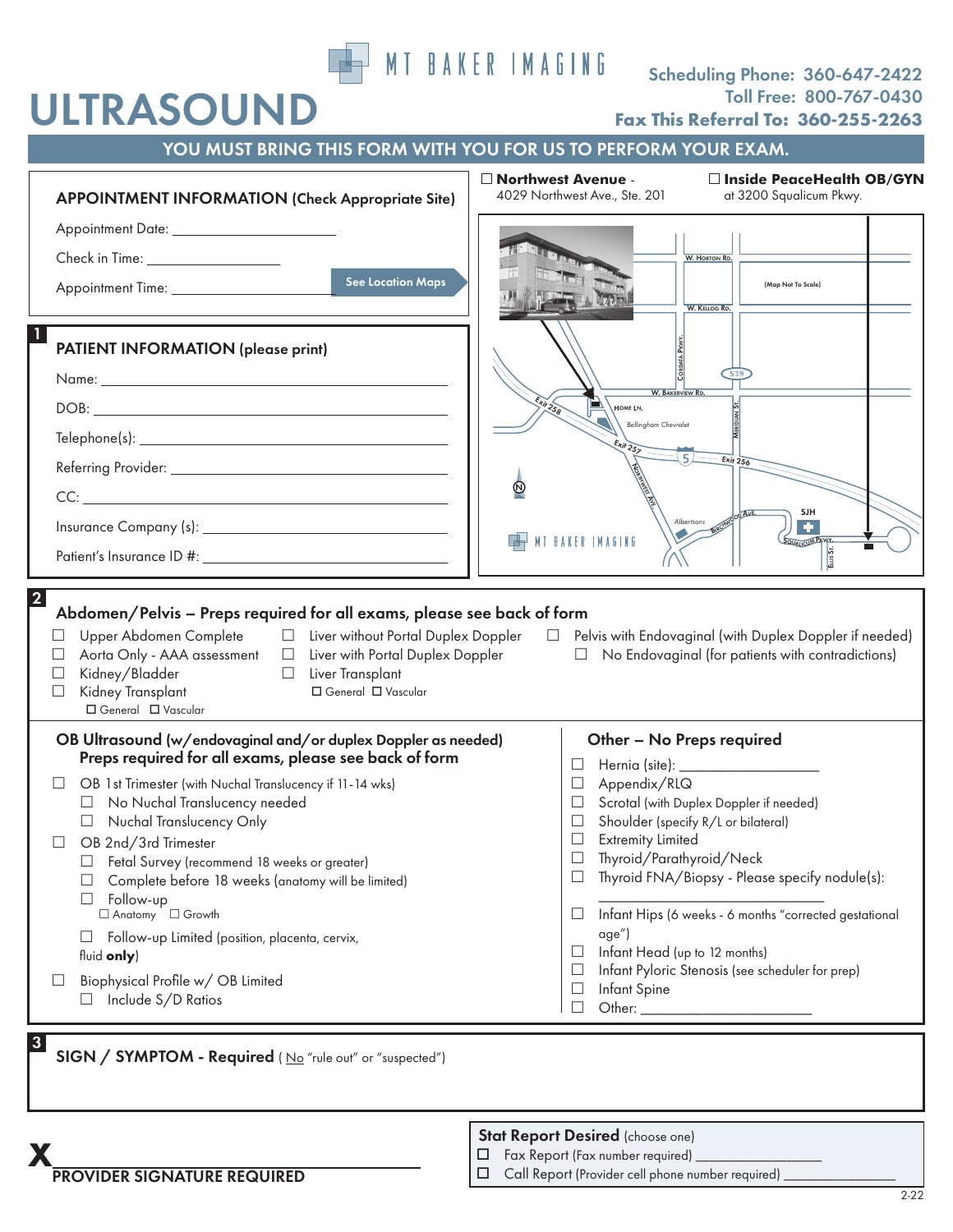# ULTRASOUND

MT BAKER IMAGING

**Scheduling Phone: 360-647-2422**
**Toll Free: 800-767-0430**
**Fax This Referral To: 360-255-2263**

**YOU MUST BRING THIS FORM WITH YOU FOR US TO PERFORM YOUR EXAM.**

## APPOINTMENT INFORMATION (Check Appropriate Site)

Appointment Date: ____________________

Check in Time: ________________

Appointment Time: ____________________

See Location Maps

☐ **Northwest Avenue** - 4029 Northwest Ave., Ste. 201

☐ **Inside PeaceHealth OB/GYN** at 3200 Squalicum Pkwy.

W. Horton Rd. | W. Kellog Rd. | (Map Not To Scale) | Cordata Pkwy. | 539 | W. Bakerview Rd. | Exit 258 | Home Ln. | Bellingham Chevrolet | Meridian St. | Exit 257 | 5 | Exit 256 | Northwest Ave. | Albertsons | Birchwood Ave. | SJH | Squalicum Pkwy. | Ellis St. | MT BAKER IMAGING

## 1 PATIENT INFORMATION (please print)

Name: ______________________________________

DOB: ______________________________________

Telephone(s): ______________________________________

Referring Provider: ______________________________________

CC: ______________________________________

Insurance Company (s): ______________________________________

Patient's Insurance ID #: ______________________________________

## 2 Abdomen/Pelvis – Preps required for all exams, please see back of form

- ☐ Upper Abdomen Complete
- ☐ Aorta Only - AAA assessment
- ☐ Kidney/Bladder
- ☐ Kidney Transplant
  - ☐ General ☐ Vascular
- ☐ Liver without Portal Duplex Doppler
- ☐ Liver with Portal Duplex Doppler
- ☐ Liver Transplant
  - ☐ General ☐ Vascular
- ☐ Pelvis with Endovaginal (with Duplex Doppler if needed)
  - ☐ No Endovaginal (for patients with contradictions)

### OB Ultrasound (w/endovaginal and/or duplex Doppler as needed) Preps required for all exams, please see back of form

- ☐ OB 1st Trimester (with Nuchal Translucency if 11-14 wks)
  - ☐ No Nuchal Translucency needed
  - ☐ Nuchal Translucency Only
- ☐ OB 2nd/3rd Trimester
  - ☐ Fetal Survey (recommend 18 weeks or greater)
  - ☐ Complete before 18 weeks (anatomy will be limited)
  - ☐ Follow-up
    - ☐ Anatomy ☐ Growth
  - ☐ Follow-up Limited (position, placenta, cervix, fluid **only**)
- ☐ Biophysical Profile w/ OB Limited
  - ☐ Include S/D Ratios

### Other – No Preps required

- ☐ Hernia (site): __________________
- ☐ Appendix/RLQ
- ☐ Scrotal (with Duplex Doppler if needed)
- ☐ Shoulder (specify R/L or bilateral)
- ☐ Extremity Limited
- ☐ Thyroid/Parathyroid/Neck
- ☐ Thyroid FNA/Biopsy - Please specify nodule(s): __________________________
- ☐ Infant Hips (6 weeks - 6 months "corrected gestational age")
- ☐ Infant Head (up to 12 months)
- ☐ Infant Pyloric Stenosis (see scheduler for prep)
- ☐ Infant Spine
- ☐ Other: ______________________

## 3 SIGN / SYMPTOM - Required ( No "rule out" or "suspected")

**X** ______________________________________
**PROVIDER SIGNATURE REQUIRED**

**Stat Report Desired** (choose one)
- ☐ Fax Report (Fax number required) ________________
- ☐ Call Report (Provider cell phone number required) ________________

2-22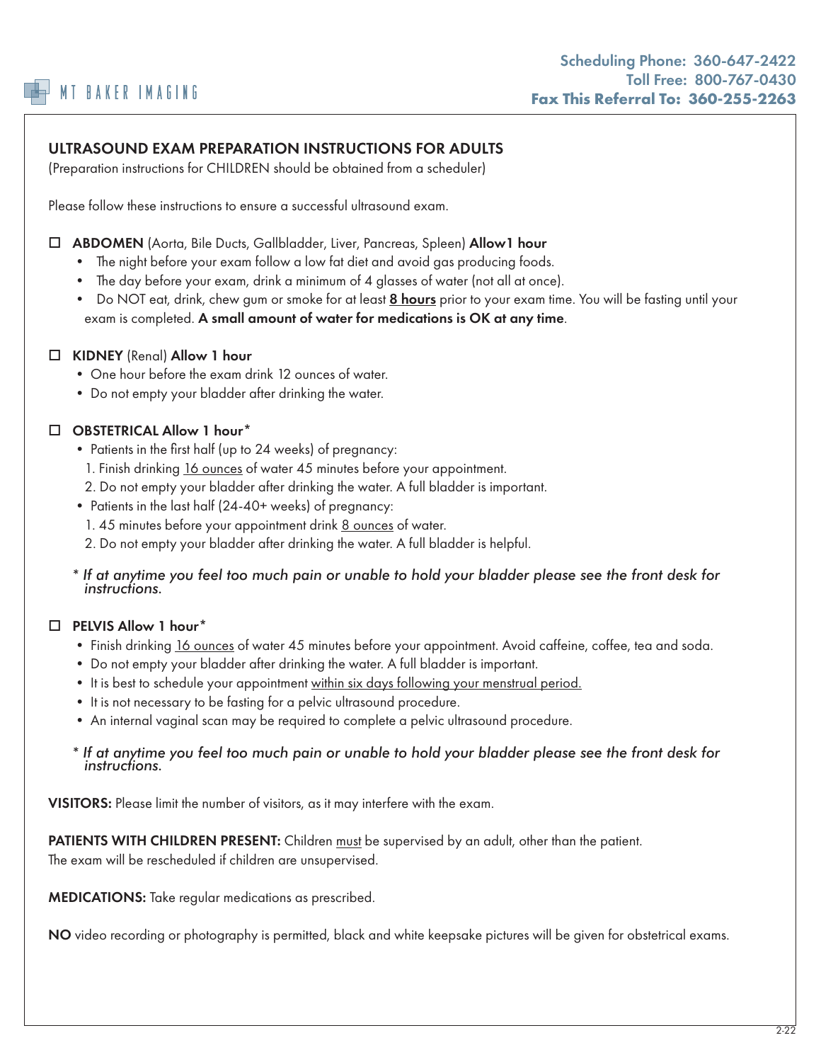MT BAKER IMAGING

**Scheduling Phone: 360-647-2422**
**Toll Free: 800-767-0430**
**Fax This Referral To: 360-255-2263**

## ULTRASOUND EXAM PREPARATION INSTRUCTIONS FOR ADULTS

(Preparation instructions for CHILDREN should be obtained from a scheduler)

Please follow these instructions to ensure a successful ultrasound exam.

☐ **ABDOMEN** (Aorta, Bile Ducts, Gallbladder, Liver, Pancreas, Spleen) **Allow1 hour**

- The night before your exam follow a low fat diet and avoid gas producing foods.
- The day before your exam, drink a minimum of 4 glasses of water (not all at once).
- Do NOT eat, drink, chew gum or smoke for at least **8 hours** prior to your exam time. You will be fasting until your exam is completed. **A small amount of water for medications is OK at any time**.

☐ **KIDNEY** (Renal) **Allow 1 hour**

- One hour before the exam drink 12 ounces of water.
- Do not empty your bladder after drinking the water.

☐ **OBSTETRICAL Allow 1 hour***

- Patients in the first half (up to 24 weeks) of pregnancy:
  1. Finish drinking 16 ounces of water 45 minutes before your appointment.
  2. Do not empty your bladder after drinking the water. A full bladder is important.
- Patients in the last half (24-40+ weeks) of pregnancy:
  1. 45 minutes before your appointment drink 8 ounces of water.
  2. Do not empty your bladder after drinking the water. A full bladder is helpful.

*\* If at anytime you feel too much pain or unable to hold your bladder please see the front desk for instructions.*

☐ **PELVIS Allow 1 hour***

- Finish drinking 16 ounces of water 45 minutes before your appointment. Avoid caffeine, coffee, tea and soda.
- Do not empty your bladder after drinking the water. A full bladder is important.
- It is best to schedule your appointment within six days following your menstrual period.
- It is not necessary to be fasting for a pelvic ultrasound procedure.
- An internal vaginal scan may be required to complete a pelvic ultrasound procedure.

*\* If at anytime you feel too much pain or unable to hold your bladder please see the front desk for instructions.*

**VISITORS:** Please limit the number of visitors, as it may interfere with the exam.

**PATIENTS WITH CHILDREN PRESENT:** Children must be supervised by an adult, other than the patient. The exam will be rescheduled if children are unsupervised.

**MEDICATIONS:** Take regular medications as prescribed.

**NO** video recording or photography is permitted, black and white keepsake pictures will be given for obstetrical exams.

2-22